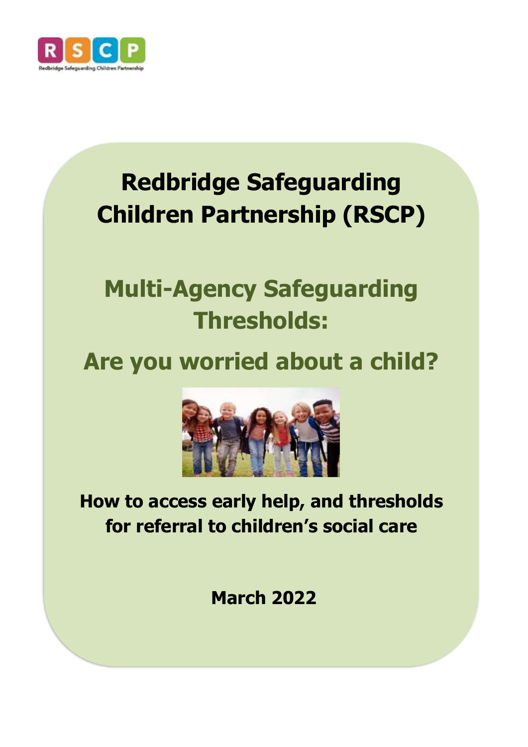# Redbridge Safeguarding Children Partnership (RSCP)

## Multi-Agency Safeguarding Thresholds:

## Are you worried about a child?

**How to access early help, and thresholds for referral to children's social care**

**March 2022**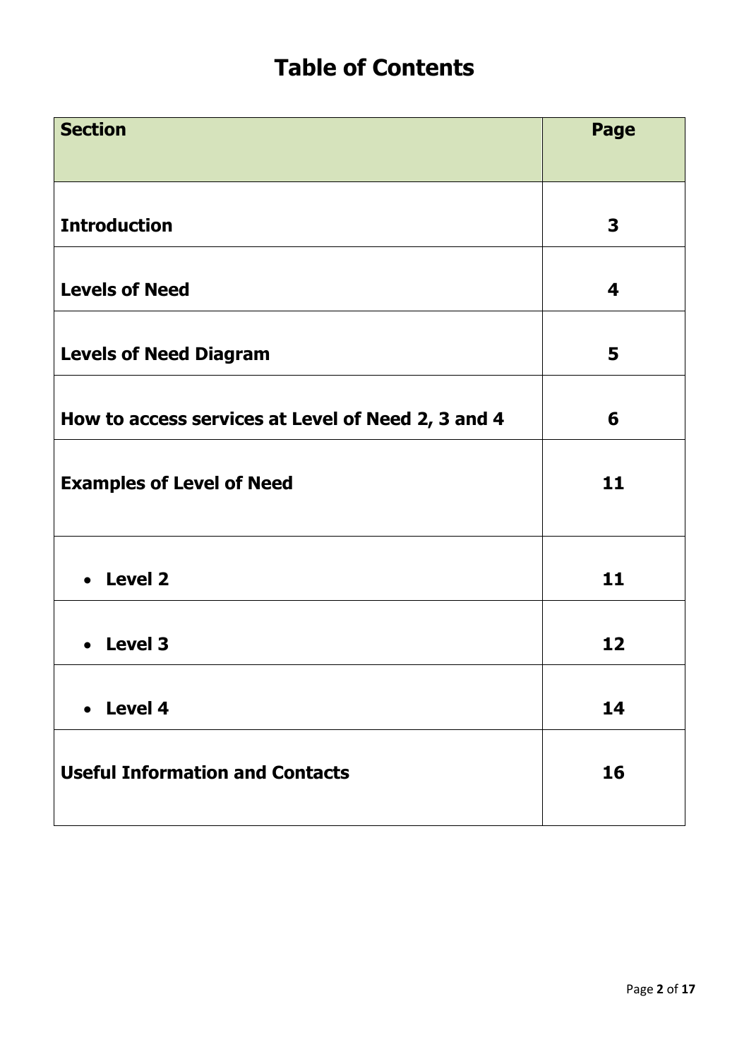# Table of Contents

| **Section** | **Page** |
|---|---|
| **Introduction** | **3** |
| **Levels of Need** | **4** |
| **Levels of Need Diagram** | **5** |
| **How to access services at Level of Need 2, 3 and 4** | **6** |
| **Examples of Level of Need** | **11** |
| • **Level 2** | **11** |
| • **Level 3** | **12** |
| • **Level 4** | **14** |
| **Useful Information and Contacts** | **16** |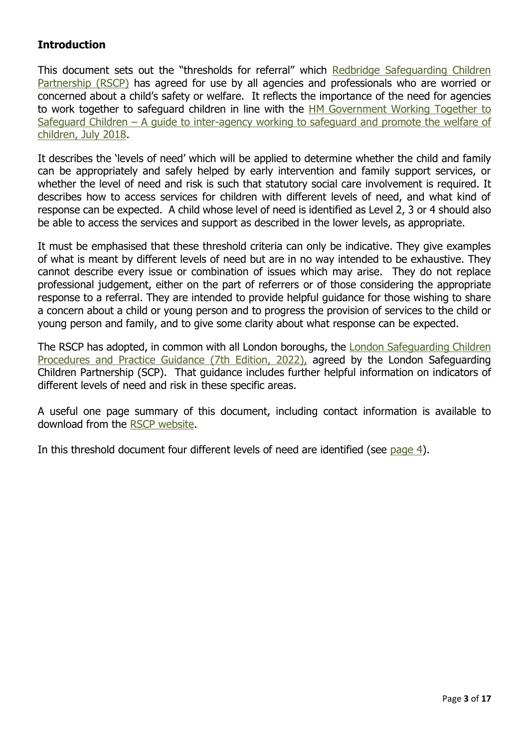## Introduction

This document sets out the "thresholds for referral" which Redbridge Safeguarding Children Partnership (RSCP) has agreed for use by all agencies and professionals who are worried or concerned about a child's safety or welfare. It reflects the importance of the need for agencies to work together to safeguard children in line with the HM Government Working Together to Safeguard Children – A guide to inter-agency working to safeguard and promote the welfare of children, July 2018.

It describes the 'levels of need' which will be applied to determine whether the child and family can be appropriately and safely helped by early intervention and family support services, or whether the level of need and risk is such that statutory social care involvement is required. It describes how to access services for children with different levels of need, and what kind of response can be expected. A child whose level of need is identified as Level 2, 3 or 4 should also be able to access the services and support as described in the lower levels, as appropriate.

It must be emphasised that these threshold criteria can only be indicative. They give examples of what is meant by different levels of need but are in no way intended to be exhaustive. They cannot describe every issue or combination of issues which may arise. They do not replace professional judgement, either on the part of referrers or of those considering the appropriate response to a referral. They are intended to provide helpful guidance for those wishing to share a concern about a child or young person and to progress the provision of services to the child or young person and family, and to give some clarity about what response can be expected.

The RSCP has adopted, in common with all London boroughs, the London Safeguarding Children Procedures and Practice Guidance (7th Edition, 2022), agreed by the London Safeguarding Children Partnership (SCP). That guidance includes further helpful information on indicators of different levels of need and risk in these specific areas.

A useful one page summary of this document, including contact information is available to download from the RSCP website.

In this threshold document four different levels of need are identified (see page 4).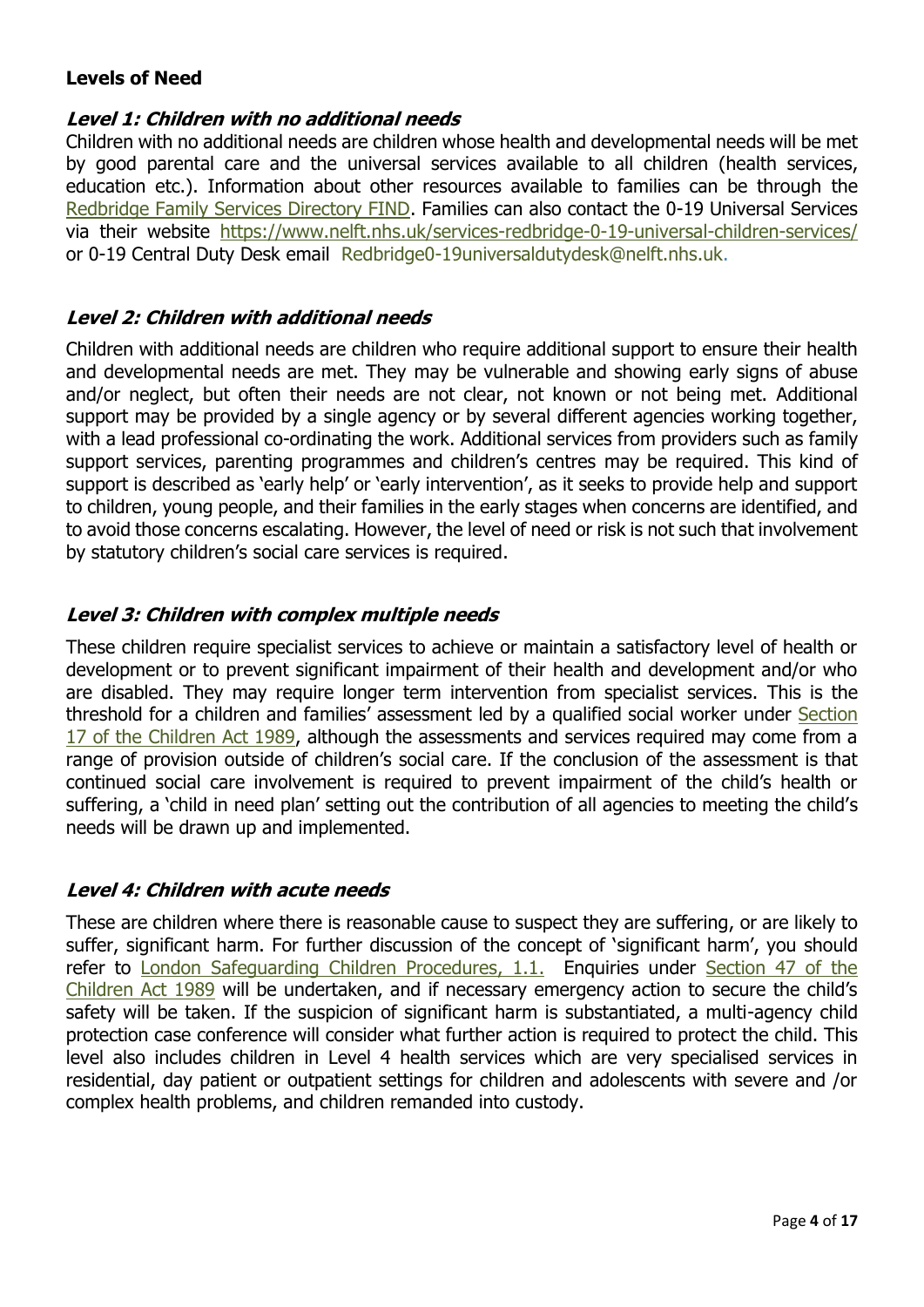**Levels of Need**

### *Level 1: Children with no additional needs*

Children with no additional needs are children whose health and developmental needs will be met by good parental care and the universal services available to all children (health services, education etc.). Information about other resources available to families can be through the Redbridge Family Services Directory FIND. Families can also contact the 0-19 Universal Services via their website https://www.nelft.nhs.uk/services-redbridge-0-19-universal-children-services/ or 0-19 Central Duty Desk email Redbridge0-19universaldutydesk@nelft.nhs.uk.

### *Level 2: Children with additional needs*

Children with additional needs are children who require additional support to ensure their health and developmental needs are met. They may be vulnerable and showing early signs of abuse and/or neglect, but often their needs are not clear, not known or not being met. Additional support may be provided by a single agency or by several different agencies working together, with a lead professional co-ordinating the work. Additional services from providers such as family support services, parenting programmes and children's centres may be required. This kind of support is described as 'early help' or 'early intervention', as it seeks to provide help and support to children, young people, and their families in the early stages when concerns are identified, and to avoid those concerns escalating. However, the level of need or risk is not such that involvement by statutory children's social care services is required.

### *Level 3: Children with complex multiple needs*

These children require specialist services to achieve or maintain a satisfactory level of health or development or to prevent significant impairment of their health and development and/or who are disabled. They may require longer term intervention from specialist services. This is the threshold for a children and families' assessment led by a qualified social worker under Section 17 of the Children Act 1989, although the assessments and services required may come from a range of provision outside of children's social care. If the conclusion of the assessment is that continued social care involvement is required to prevent impairment of the child's health or suffering, a 'child in need plan' setting out the contribution of all agencies to meeting the child's needs will be drawn up and implemented.

### *Level 4: Children with acute needs*

These are children where there is reasonable cause to suspect they are suffering, or are likely to suffer, significant harm. For further discussion of the concept of 'significant harm', you should refer to London Safeguarding Children Procedures, 1.1. Enquiries under Section 47 of the Children Act 1989 will be undertaken, and if necessary emergency action to secure the child's safety will be taken. If the suspicion of significant harm is substantiated, a multi-agency child protection case conference will consider what further action is required to protect the child. This level also includes children in Level 4 health services which are very specialised services in residential, day patient or outpatient settings for children and adolescents with severe and /or complex health problems, and children remanded into custody.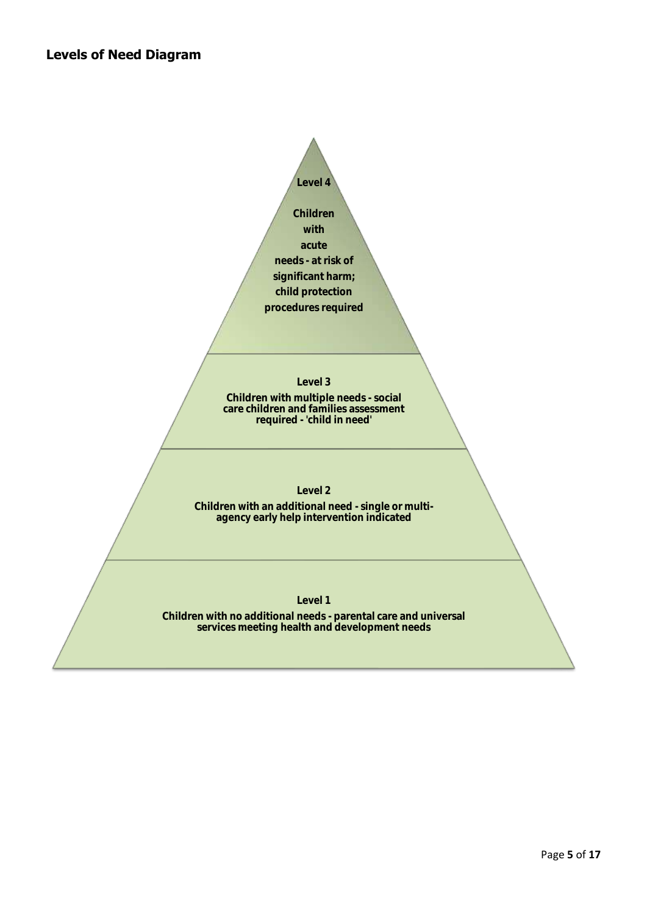## Levels of Need Diagram

Level 4

Children with acute needs - at risk of significant harm; child protection procedures required

Level 3

Children with multiple needs - social care children and families assessment required - 'child in need'

Level 2

Children with an additional need - single or multi-agency early help intervention indicated

Level 1

Children with no additional needs - parental care and universal services meeting health and development needs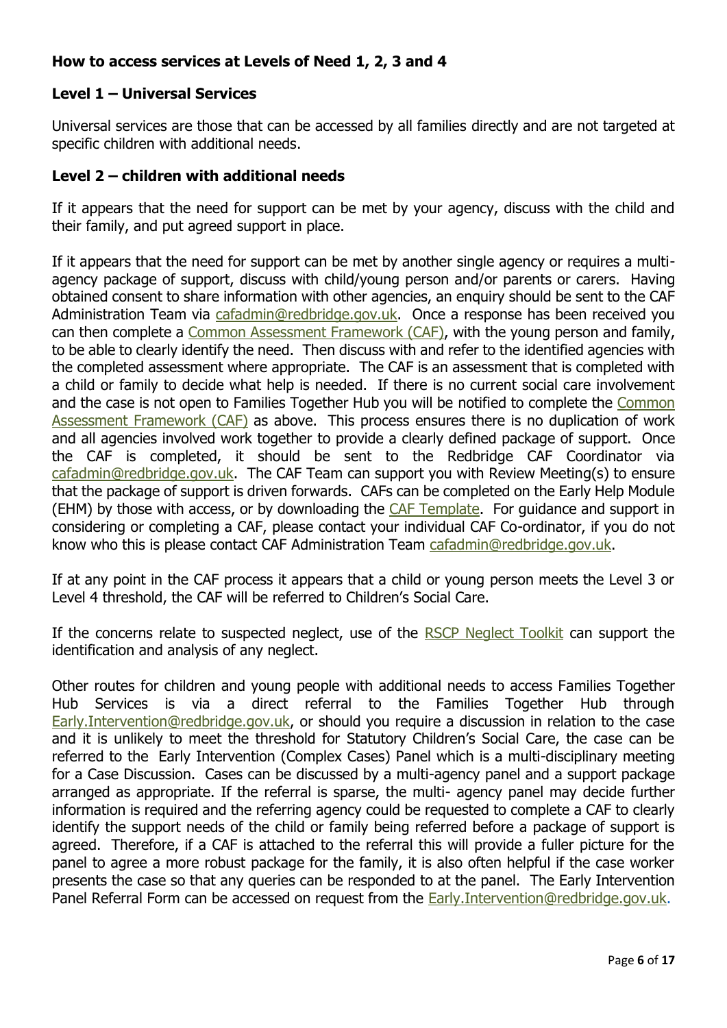### How to access services at Levels of Need 1, 2, 3 and 4

### Level 1 – Universal Services

Universal services are those that can be accessed by all families directly and are not targeted at specific children with additional needs.

### Level 2 – children with additional needs

If it appears that the need for support can be met by your agency, discuss with the child and their family, and put agreed support in place.

If it appears that the need for support can be met by another single agency or requires a multi-agency package of support, discuss with child/young person and/or parents or carers. Having obtained consent to share information with other agencies, an enquiry should be sent to the CAF Administration Team via cafadmin@redbridge.gov.uk. Once a response has been received you can then complete a Common Assessment Framework (CAF), with the young person and family, to be able to clearly identify the need. Then discuss with and refer to the identified agencies with the completed assessment where appropriate. The CAF is an assessment that is completed with a child or family to decide what help is needed. If there is no current social care involvement and the case is not open to Families Together Hub you will be notified to complete the Common Assessment Framework (CAF) as above. This process ensures there is no duplication of work and all agencies involved work together to provide a clearly defined package of support. Once the CAF is completed, it should be sent to the Redbridge CAF Coordinator via cafadmin@redbridge.gov.uk. The CAF Team can support you with Review Meeting(s) to ensure that the package of support is driven forwards. CAFs can be completed on the Early Help Module (EHM) by those with access, or by downloading the CAF Template. For guidance and support in considering or completing a CAF, please contact your individual CAF Co-ordinator, if you do not know who this is please contact CAF Administration Team cafadmin@redbridge.gov.uk.

If at any point in the CAF process it appears that a child or young person meets the Level 3 or Level 4 threshold, the CAF will be referred to Children's Social Care.

If the concerns relate to suspected neglect, use of the RSCP Neglect Toolkit can support the identification and analysis of any neglect.

Other routes for children and young people with additional needs to access Families Together Hub Services is via a direct referral to the Families Together Hub through Early.Intervention@redbridge.gov.uk, or should you require a discussion in relation to the case and it is unlikely to meet the threshold for Statutory Children's Social Care, the case can be referred to the Early Intervention (Complex Cases) Panel which is a multi-disciplinary meeting for a Case Discussion. Cases can be discussed by a multi-agency panel and a support package arranged as appropriate. If the referral is sparse, the multi- agency panel may decide further information is required and the referring agency could be requested to complete a CAF to clearly identify the support needs of the child or family being referred before a package of support is agreed. Therefore, if a CAF is attached to the referral this will provide a fuller picture for the panel to agree a more robust package for the family, it is also often helpful if the case worker presents the case so that any queries can be responded to at the panel. The Early Intervention Panel Referral Form can be accessed on request from the Early.Intervention@redbridge.gov.uk.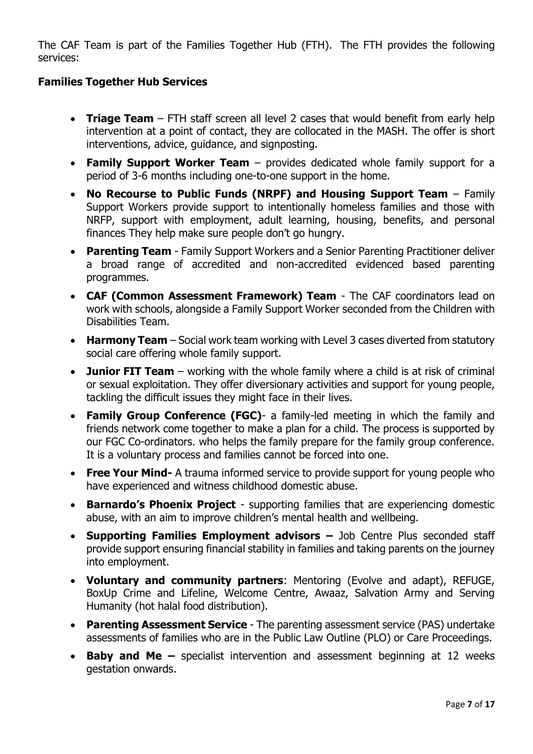The CAF Team is part of the Families Together Hub (FTH). The FTH provides the following services:

**Families Together Hub Services**

- **Triage Team** – FTH staff screen all level 2 cases that would benefit from early help intervention at a point of contact, they are collocated in the MASH. The offer is short interventions, advice, guidance, and signposting.
- **Family Support Worker Team** – provides dedicated whole family support for a period of 3-6 months including one-to-one support in the home.
- **No Recourse to Public Funds (NRPF) and Housing Support Team** – Family Support Workers provide support to intentionally homeless families and those with NRFP, support with employment, adult learning, housing, benefits, and personal finances They help make sure people don't go hungry.
- **Parenting Team** - Family Support Workers and a Senior Parenting Practitioner deliver a broad range of accredited and non-accredited evidenced based parenting programmes.
- **CAF (Common Assessment Framework) Team** - The CAF coordinators lead on work with schools, alongside a Family Support Worker seconded from the Children with Disabilities Team.
- **Harmony Team** – Social work team working with Level 3 cases diverted from statutory social care offering whole family support.
- **Junior FIT Team** – working with the whole family where a child is at risk of criminal or sexual exploitation. They offer diversionary activities and support for young people, tackling the difficult issues they might face in their lives.
- **Family Group Conference (FGC)**- a family-led meeting in which the family and friends network come together to make a plan for a child. The process is supported by our FGC Co-ordinators. who helps the family prepare for the family group conference. It is a voluntary process and families cannot be forced into one.
- **Free Your Mind-** A trauma informed service to provide support for young people who have experienced and witness childhood domestic abuse.
- **Barnardo's Phoenix Project** - supporting families that are experiencing domestic abuse, with an aim to improve children's mental health and wellbeing.
- **Supporting Families Employment advisors –** Job Centre Plus seconded staff provide support ensuring financial stability in families and taking parents on the journey into employment.
- **Voluntary and community partners**: Mentoring (Evolve and adapt), REFUGE, BoxUp Crime and Lifeline, Welcome Centre, Awaaz, Salvation Army and Serving Humanity (hot halal food distribution).
- **Parenting Assessment Service** - The parenting assessment service (PAS) undertake assessments of families who are in the Public Law Outline (PLO) or Care Proceedings.
- **Baby and Me –** specialist intervention and assessment beginning at 12 weeks gestation onwards.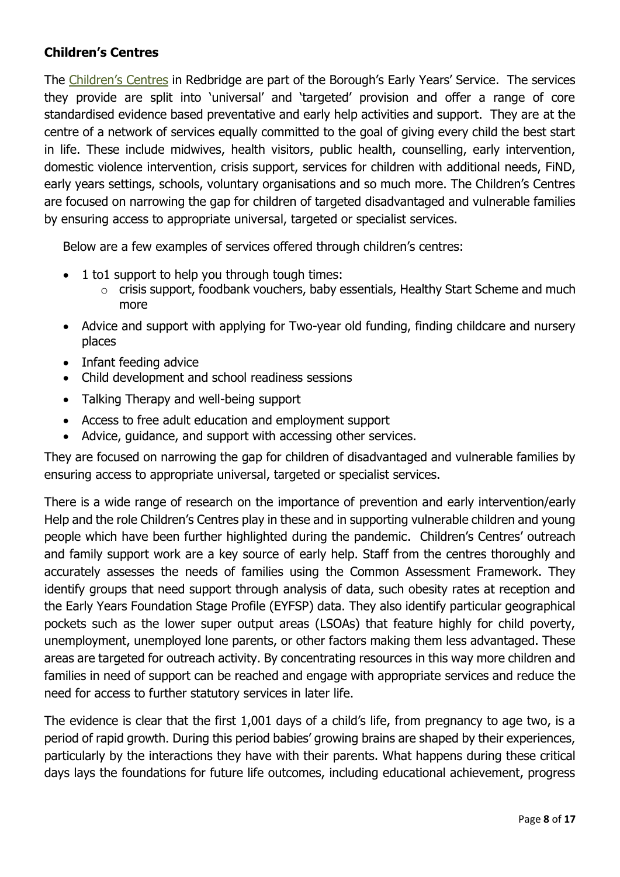### Children's Centres

The Children's Centres in Redbridge are part of the Borough's Early Years' Service. The services they provide are split into 'universal' and 'targeted' provision and offer a range of core standardised evidence based preventative and early help activities and support. They are at the centre of a network of services equally committed to the goal of giving every child the best start in life. These include midwives, health visitors, public health, counselling, early intervention, domestic violence intervention, crisis support, services for children with additional needs, FiND, early years settings, schools, voluntary organisations and so much more. The Children's Centres are focused on narrowing the gap for children of targeted disadvantaged and vulnerable families by ensuring access to appropriate universal, targeted or specialist services.

Below are a few examples of services offered through children's centres:

- 1 to1 support to help you through tough times:
  - crisis support, foodbank vouchers, baby essentials, Healthy Start Scheme and much more
- Advice and support with applying for Two-year old funding, finding childcare and nursery places
- Infant feeding advice
- Child development and school readiness sessions
- Talking Therapy and well-being support
- Access to free adult education and employment support
- Advice, guidance, and support with accessing other services.

They are focused on narrowing the gap for children of disadvantaged and vulnerable families by ensuring access to appropriate universal, targeted or specialist services.

There is a wide range of research on the importance of prevention and early intervention/early Help and the role Children's Centres play in these and in supporting vulnerable children and young people which have been further highlighted during the pandemic. Children's Centres' outreach and family support work are a key source of early help. Staff from the centres thoroughly and accurately assesses the needs of families using the Common Assessment Framework. They identify groups that need support through analysis of data, such obesity rates at reception and the Early Years Foundation Stage Profile (EYFSP) data. They also identify particular geographical pockets such as the lower super output areas (LSOAs) that feature highly for child poverty, unemployment, unemployed lone parents, or other factors making them less advantaged. These areas are targeted for outreach activity. By concentrating resources in this way more children and families in need of support can be reached and engage with appropriate services and reduce the need for access to further statutory services in later life.

The evidence is clear that the first 1,001 days of a child's life, from pregnancy to age two, is a period of rapid growth. During this period babies' growing brains are shaped by their experiences, particularly by the interactions they have with their parents. What happens during these critical days lays the foundations for future life outcomes, including educational achievement, progress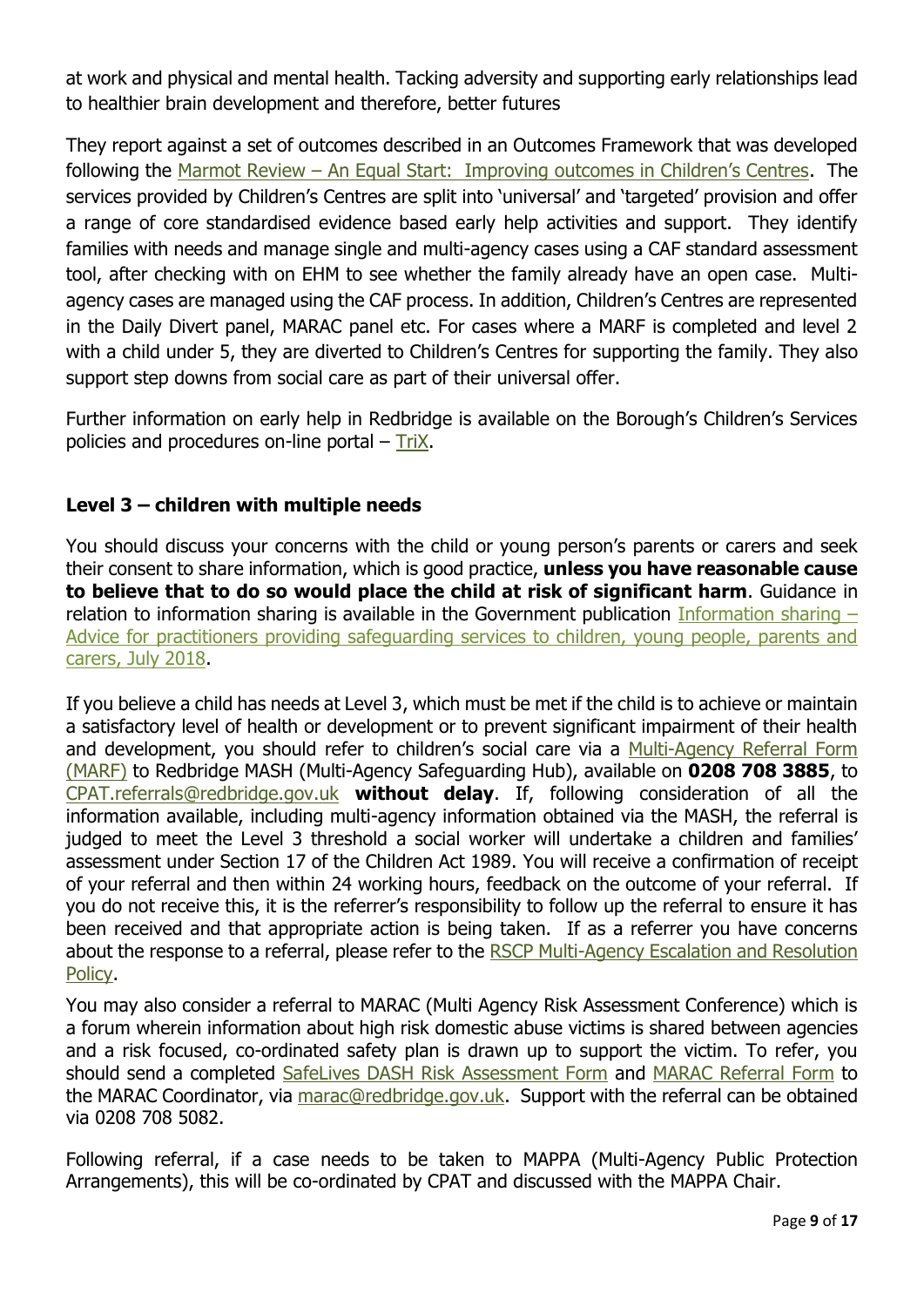at work and physical and mental health. Tacking adversity and supporting early relationships lead to healthier brain development and therefore, better futures

They report against a set of outcomes described in an Outcomes Framework that was developed following the Marmot Review – An Equal Start: Improving outcomes in Children's Centres. The services provided by Children's Centres are split into 'universal' and 'targeted' provision and offer a range of core standardised evidence based early help activities and support. They identify families with needs and manage single and multi-agency cases using a CAF standard assessment tool, after checking with on EHM to see whether the family already have an open case. Multi-agency cases are managed using the CAF process. In addition, Children's Centres are represented in the Daily Divert panel, MARAC panel etc. For cases where a MARF is completed and level 2 with a child under 5, they are diverted to Children's Centres for supporting the family. They also support step downs from social care as part of their universal offer.

Further information on early help in Redbridge is available on the Borough's Children's Services policies and procedures on-line portal – TriX.

## Level 3 – children with multiple needs

You should discuss your concerns with the child or young person's parents or carers and seek their consent to share information, which is good practice, **unless you have reasonable cause to believe that to do so would place the child at risk of significant harm**. Guidance in relation to information sharing is available in the Government publication Information sharing – Advice for practitioners providing safeguarding services to children, young people, parents and carers, July 2018.

If you believe a child has needs at Level 3, which must be met if the child is to achieve or maintain a satisfactory level of health or development or to prevent significant impairment of their health and development, you should refer to children's social care via a Multi-Agency Referral Form (MARF) to Redbridge MASH (Multi-Agency Safeguarding Hub), available on **0208 708 3885**, to CPAT.referrals@redbridge.gov.uk **without delay**. If, following consideration of all the information available, including multi-agency information obtained via the MASH, the referral is judged to meet the Level 3 threshold a social worker will undertake a children and families' assessment under Section 17 of the Children Act 1989. You will receive a confirmation of receipt of your referral and then within 24 working hours, feedback on the outcome of your referral. If you do not receive this, it is the referrer's responsibility to follow up the referral to ensure it has been received and that appropriate action is being taken. If as a referrer you have concerns about the response to a referral, please refer to the RSCP Multi-Agency Escalation and Resolution Policy.

You may also consider a referral to MARAC (Multi Agency Risk Assessment Conference) which is a forum wherein information about high risk domestic abuse victims is shared between agencies and a risk focused, co-ordinated safety plan is drawn up to support the victim. To refer, you should send a completed SafeLives DASH Risk Assessment Form and MARAC Referral Form to the MARAC Coordinator, via marac@redbridge.gov.uk. Support with the referral can be obtained via 0208 708 5082.

Following referral, if a case needs to be taken to MAPPA (Multi-Agency Public Protection Arrangements), this will be co-ordinated by CPAT and discussed with the MAPPA Chair.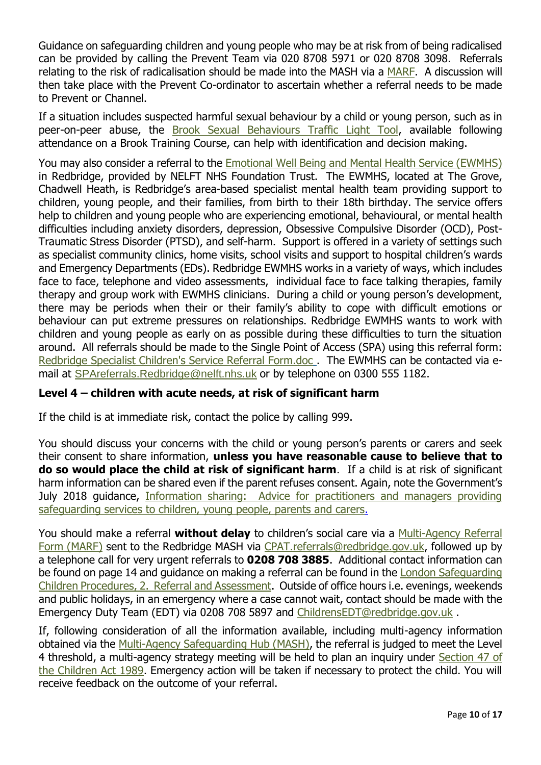Guidance on safeguarding children and young people who may be at risk from of being radicalised can be provided by calling the Prevent Team via 020 8708 5971 or 020 8708 3098. Referrals relating to the risk of radicalisation should be made into the MASH via a MARF. A discussion will then take place with the Prevent Co-ordinator to ascertain whether a referral needs to be made to Prevent or Channel.

If a situation includes suspected harmful sexual behaviour by a child or young person, such as in peer-on-peer abuse, the Brook Sexual Behaviours Traffic Light Tool, available following attendance on a Brook Training Course, can help with identification and decision making.

You may also consider a referral to the Emotional Well Being and Mental Health Service (EWMHS) in Redbridge, provided by NELFT NHS Foundation Trust. The EWMHS, located at The Grove, Chadwell Heath, is Redbridge's area-based specialist mental health team providing support to children, young people, and their families, from birth to their 18th birthday. The service offers help to children and young people who are experiencing emotional, behavioural, or mental health difficulties including anxiety disorders, depression, Obsessive Compulsive Disorder (OCD), Post-Traumatic Stress Disorder (PTSD), and self-harm. Support is offered in a variety of settings such as specialist community clinics, home visits, school visits and support to hospital children's wards and Emergency Departments (EDs). Redbridge EWMHS works in a variety of ways, which includes face to face, telephone and video assessments, individual face to face talking therapies, family therapy and group work with EWMHS clinicians. During a child or young person's development, there may be periods when their or their family's ability to cope with difficult emotions or behaviour can put extreme pressures on relationships. Redbridge EWMHS wants to work with children and young people as early on as possible during these difficulties to turn the situation around. All referrals should be made to the Single Point of Access (SPA) using this referral form: Redbridge Specialist Children's Service Referral Form.doc . The EWMHS can be contacted via e-mail at SPAreferrals.Redbridge@nelft.nhs.uk or by telephone on 0300 555 1182.

### Level 4 – children with acute needs, at risk of significant harm

If the child is at immediate risk, contact the police by calling 999.

You should discuss your concerns with the child or young person's parents or carers and seek their consent to share information, **unless you have reasonable cause to believe that to do so would place the child at risk of significant harm**. If a child is at risk of significant harm information can be shared even if the parent refuses consent. Again, note the Government's July 2018 guidance, Information sharing: Advice for practitioners and managers providing safeguarding services to children, young people, parents and carers.

You should make a referral **without delay** to children's social care via a Multi-Agency Referral Form (MARF) sent to the Redbridge MASH via CPAT.referrals@redbridge.gov.uk, followed up by a telephone call for very urgent referrals to **0208 708 3885**. Additional contact information can be found on page 14 and guidance on making a referral can be found in the London Safeguarding Children Procedures, 2. Referral and Assessment. Outside of office hours i.e. evenings, weekends and public holidays, in an emergency where a case cannot wait, contact should be made with the Emergency Duty Team (EDT) via 0208 708 5897 and ChildrensEDT@redbridge.gov.uk .

If, following consideration of all the information available, including multi-agency information obtained via the Multi-Agency Safeguarding Hub (MASH), the referral is judged to meet the Level 4 threshold, a multi-agency strategy meeting will be held to plan an inquiry under Section 47 of the Children Act 1989. Emergency action will be taken if necessary to protect the child. You will receive feedback on the outcome of your referral.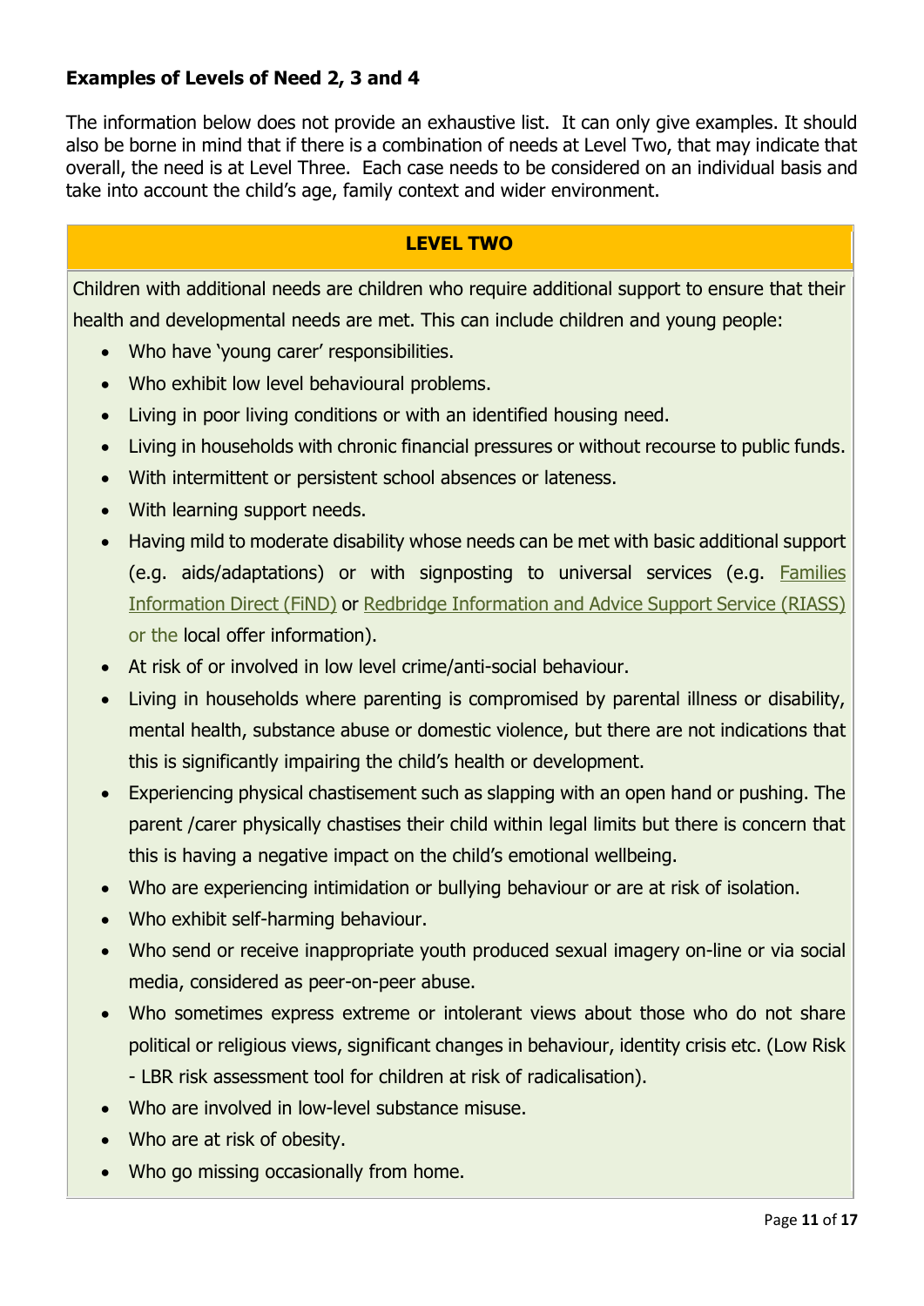**Examples of Levels of Need 2, 3 and 4**

The information below does not provide an exhaustive list. It can only give examples. It should also be borne in mind that if there is a combination of needs at Level Two, that may indicate that overall, the need is at Level Three. Each case needs to be considered on an individual basis and take into account the child's age, family context and wider environment.

| **LEVEL TWO** |
|---|
| Children with additional needs are children who require additional support to ensure that their health and developmental needs are met. This can include children and young people:<br>• Who have 'young carer' responsibilities.<br>• Who exhibit low level behavioural problems.<br>• Living in poor living conditions or with an identified housing need.<br>• Living in households with chronic financial pressures or without recourse to public funds.<br>• With intermittent or persistent school absences or lateness.<br>• With learning support needs.<br>• Having mild to moderate disability whose needs can be met with basic additional support (e.g. aids/adaptations) or with signposting to universal services (e.g. Families Information Direct (FiND) or Redbridge Information and Advice Support Service (RIASS) or the local offer information).<br>• At risk of or involved in low level crime/anti-social behaviour.<br>• Living in households where parenting is compromised by parental illness or disability, mental health, substance abuse or domestic violence, but there are not indications that this is significantly impairing the child's health or development.<br>• Experiencing physical chastisement such as slapping with an open hand or pushing. The parent /carer physically chastises their child within legal limits but there is concern that this is having a negative impact on the child's emotional wellbeing.<br>• Who are experiencing intimidation or bullying behaviour or are at risk of isolation.<br>• Who exhibit self-harming behaviour.<br>• Who send or receive inappropriate youth produced sexual imagery on-line or via social media, considered as peer-on-peer abuse.<br>• Who sometimes express extreme or intolerant views about those who do not share political or religious views, significant changes in behaviour, identity crisis etc. (Low Risk - LBR risk assessment tool for children at risk of radicalisation).<br>• Who are involved in low-level substance misuse.<br>• Who are at risk of obesity.<br>• Who go missing occasionally from home. |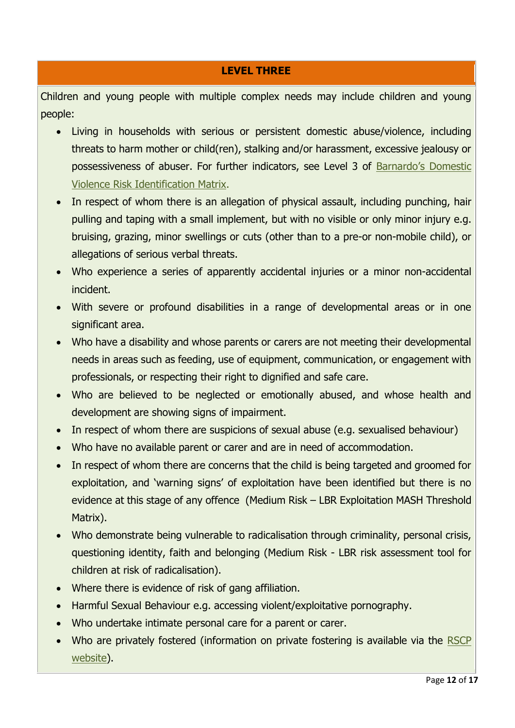## LEVEL THREE

Children and young people with multiple complex needs may include children and young people:

- Living in households with serious or persistent domestic abuse/violence, including threats to harm mother or child(ren), stalking and/or harassment, excessive jealousy or possessiveness of abuser. For further indicators, see Level 3 of Barnardo's Domestic Violence Risk Identification Matrix.
- In respect of whom there is an allegation of physical assault, including punching, hair pulling and taping with a small implement, but with no visible or only minor injury e.g. bruising, grazing, minor swellings or cuts (other than to a pre-or non-mobile child), or allegations of serious verbal threats.
- Who experience a series of apparently accidental injuries or a minor non-accidental incident.
- With severe or profound disabilities in a range of developmental areas or in one significant area.
- Who have a disability and whose parents or carers are not meeting their developmental needs in areas such as feeding, use of equipment, communication, or engagement with professionals, or respecting their right to dignified and safe care.
- Who are believed to be neglected or emotionally abused, and whose health and development are showing signs of impairment.
- In respect of whom there are suspicions of sexual abuse (e.g. sexualised behaviour)
- Who have no available parent or carer and are in need of accommodation.
- In respect of whom there are concerns that the child is being targeted and groomed for exploitation, and 'warning signs' of exploitation have been identified but there is no evidence at this stage of any offence (Medium Risk – LBR Exploitation MASH Threshold Matrix).
- Who demonstrate being vulnerable to radicalisation through criminality, personal crisis, questioning identity, faith and belonging (Medium Risk - LBR risk assessment tool for children at risk of radicalisation).
- Where there is evidence of risk of gang affiliation.
- Harmful Sexual Behaviour e.g. accessing violent/exploitative pornography.
- Who undertake intimate personal care for a parent or carer.
- Who are privately fostered (information on private fostering is available via the RSCP website).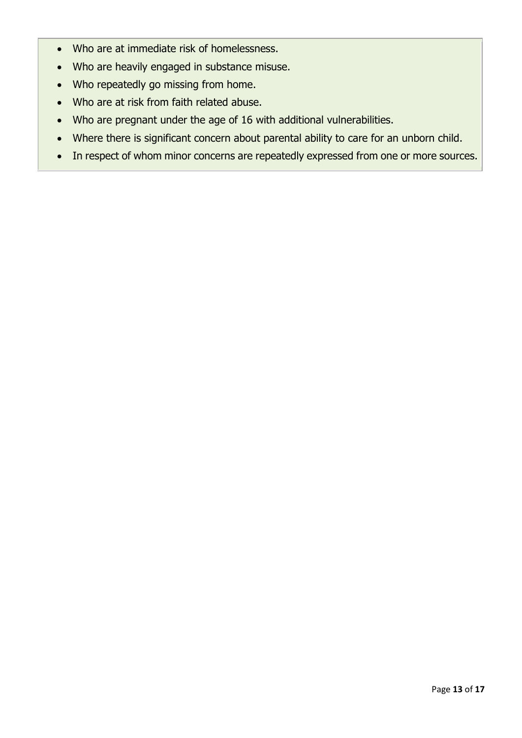- Who are at immediate risk of homelessness.
- Who are heavily engaged in substance misuse.
- Who repeatedly go missing from home.
- Who are at risk from faith related abuse.
- Who are pregnant under the age of 16 with additional vulnerabilities.
- Where there is significant concern about parental ability to care for an unborn child.
- In respect of whom minor concerns are repeatedly expressed from one or more sources.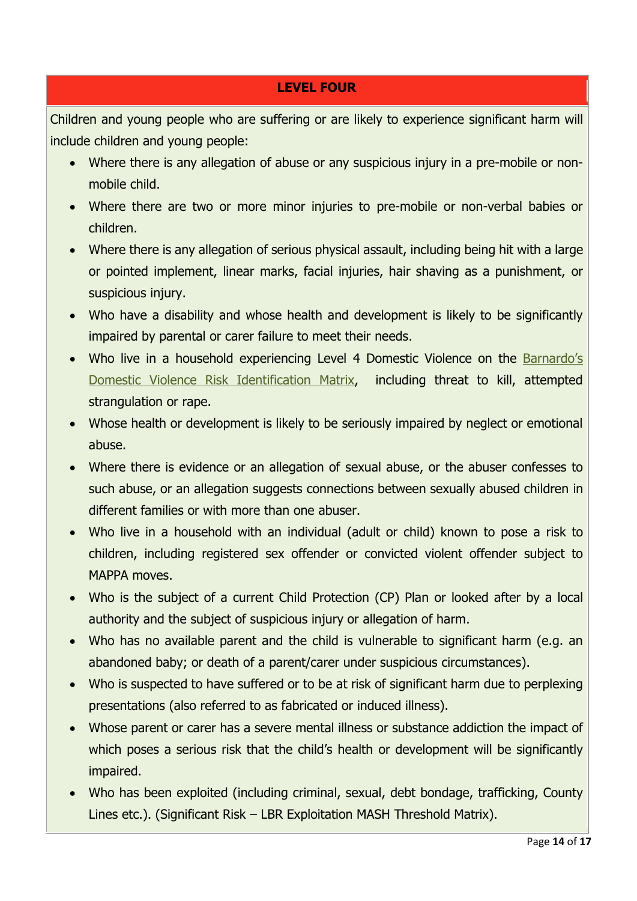**LEVEL FOUR**

Children and young people who are suffering or are likely to experience significant harm will include children and young people:

- Where there is any allegation of abuse or any suspicious injury in a pre-mobile or non-mobile child.
- Where there are two or more minor injuries to pre-mobile or non-verbal babies or children.
- Where there is any allegation of serious physical assault, including being hit with a large or pointed implement, linear marks, facial injuries, hair shaving as a punishment, or suspicious injury.
- Who have a disability and whose health and development is likely to be significantly impaired by parental or carer failure to meet their needs.
- Who live in a household experiencing Level 4 Domestic Violence on the Barnardo's Domestic Violence Risk Identification Matrix, including threat to kill, attempted strangulation or rape.
- Whose health or development is likely to be seriously impaired by neglect or emotional abuse.
- Where there is evidence or an allegation of sexual abuse, or the abuser confesses to such abuse, or an allegation suggests connections between sexually abused children in different families or with more than one abuser.
- Who live in a household with an individual (adult or child) known to pose a risk to children, including registered sex offender or convicted violent offender subject to MAPPA moves.
- Who is the subject of a current Child Protection (CP) Plan or looked after by a local authority and the subject of suspicious injury or allegation of harm.
- Who has no available parent and the child is vulnerable to significant harm (e.g. an abandoned baby; or death of a parent/carer under suspicious circumstances).
- Who is suspected to have suffered or to be at risk of significant harm due to perplexing presentations (also referred to as fabricated or induced illness).
- Whose parent or carer has a severe mental illness or substance addiction the impact of which poses a serious risk that the child's health or development will be significantly impaired.
- Who has been exploited (including criminal, sexual, debt bondage, trafficking, County Lines etc.). (Significant Risk – LBR Exploitation MASH Threshold Matrix).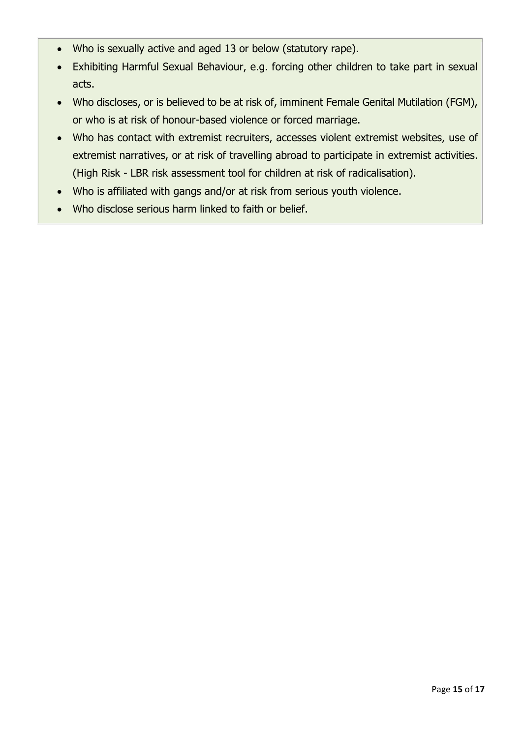- Who is sexually active and aged 13 or below (statutory rape).
- Exhibiting Harmful Sexual Behaviour, e.g. forcing other children to take part in sexual acts.
- Who discloses, or is believed to be at risk of, imminent Female Genital Mutilation (FGM), or who is at risk of honour-based violence or forced marriage.
- Who has contact with extremist recruiters, accesses violent extremist websites, use of extremist narratives, or at risk of travelling abroad to participate in extremist activities. (High Risk - LBR risk assessment tool for children at risk of radicalisation).
- Who is affiliated with gangs and/or at risk from serious youth violence.
- Who disclose serious harm linked to faith or belief.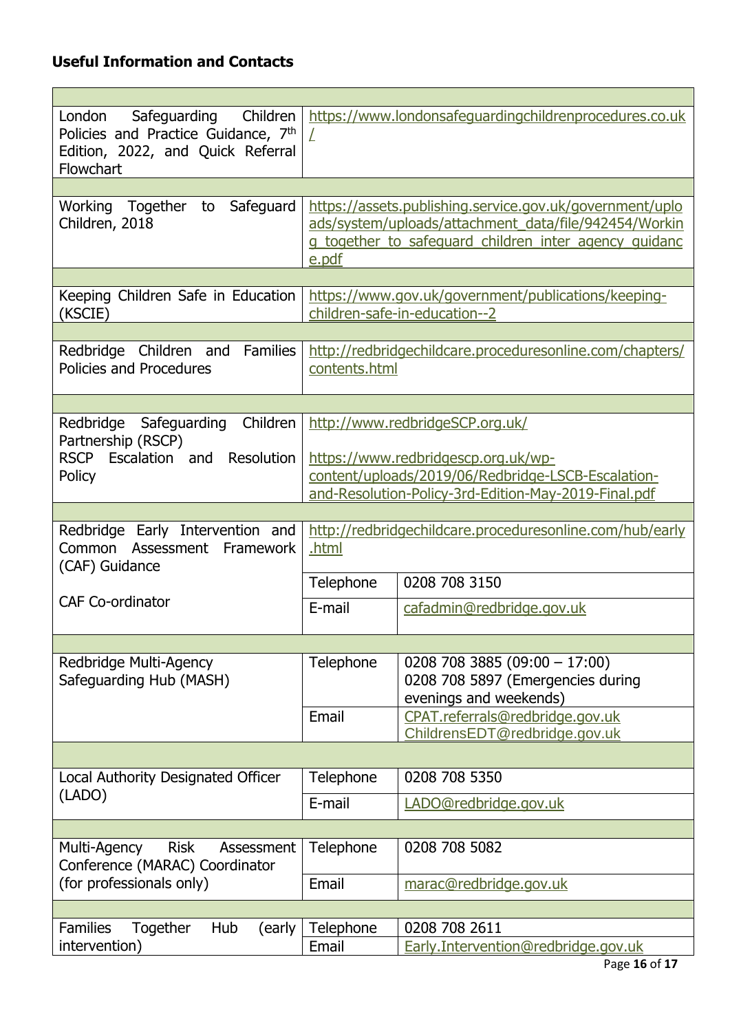## Useful Information and Contacts

| | | |
|---|---|---|
| London Safeguarding Children Policies and Practice Guidance, 7th Edition, 2022, and Quick Referral Flowchart | https://www.londonsafeguardingchildrenprocedures.co.uk/ | |
| Working Together to Safeguard Children, 2018 | https://assets.publishing.service.gov.uk/government/uploads/system/uploads/attachment_data/file/942454/Working_together_to_safeguard_children_inter_agency_guidance.pdf | |
| Keeping Children Safe in Education (KSCIE) | https://www.gov.uk/government/publications/keeping-children-safe-in-education--2 | |
| Redbridge Children and Families Policies and Procedures | http://redbridgechildcare.proceduresonline.com/chapters/contents.html | |
| Redbridge Safeguarding Children Partnership (RSCP)<br>RSCP Escalation and Resolution Policy | http://www.redbridgeSCP.org.uk/<br>https://www.redbridgescp.org.uk/wp-content/uploads/2019/06/Redbridge-LSCB-Escalation-and-Resolution-Policy-3rd-Edition-May-2019-Final.pdf | |
| Redbridge Early Intervention and Common Assessment Framework (CAF) Guidance | http://redbridgechildcare.proceduresonline.com/hub/early.html | |
| CAF Co-ordinator | Telephone | 0208 708 3150 |
| | E-mail | cafadmin@redbridge.gov.uk |
| Redbridge Multi-Agency Safeguarding Hub (MASH) | Telephone | 0208 708 3885 (09:00 – 17:00)<br>0208 708 5897 (Emergencies during evenings and weekends) |
| | Email | CPAT.referrals@redbridge.gov.uk<br>ChildrensEDT@redbridge.gov.uk |
| Local Authority Designated Officer (LADO) | Telephone | 0208 708 5350 |
| | E-mail | LADO@redbridge.gov.uk |
| Multi-Agency Risk Assessment Conference (MARAC) Coordinator (for professionals only) | Telephone | 0208 708 5082 |
| | Email | marac@redbridge.gov.uk |
| Families Together Hub (early intervention) | Telephone | 0208 708 2611 |
| | Email | Early.Intervention@redbridge.gov.uk |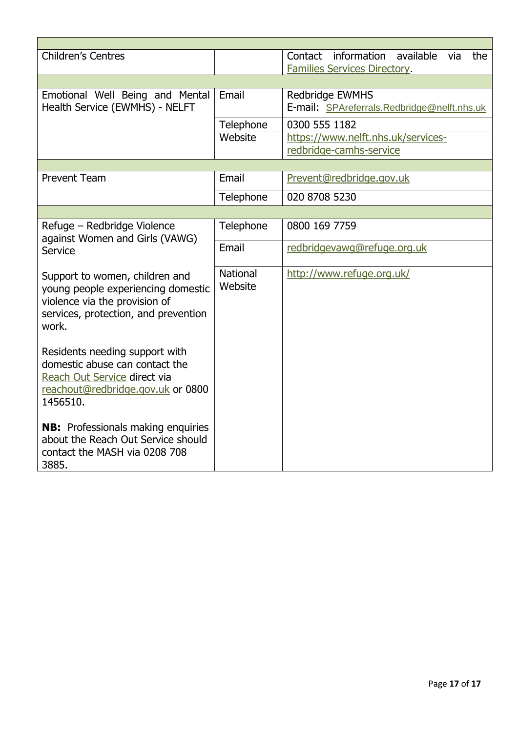| | | |
|---|---|---|
| Children's Centres | | Contact information available via the Families Services Directory. |
| | | |
| Emotional Well Being and Mental Health Service (EWMHS) - NELFT | Email | Redbridge EWMHS<br>E-mail: SPAreferrals.Redbridge@nelft.nhs.uk |
| | Telephone | 0300 555 1182 |
| | Website | https://www.nelft.nhs.uk/services-redbridge-camhs-service |
| | | |
| Prevent Team | Email | Prevent@redbridge.gov.uk |
| | Telephone | 020 8708 5230 |
| | | |
| Refuge – Redbridge Violence against Women and Girls (VAWG) Service | Telephone | 0800 169 7759 |
| | Email | redbridgevawg@refuge.org.uk |
| Support to women, children and young people experiencing domestic violence via the provision of services, protection, and prevention work.<br><br>Residents needing support with domestic abuse can contact the Reach Out Service direct via reachout@redbridge.gov.uk or 0800 1456510.<br><br>**NB:** Professionals making enquiries about the Reach Out Service should contact the MASH via 0208 708 3885. | National Website | http://www.refuge.org.uk/ |